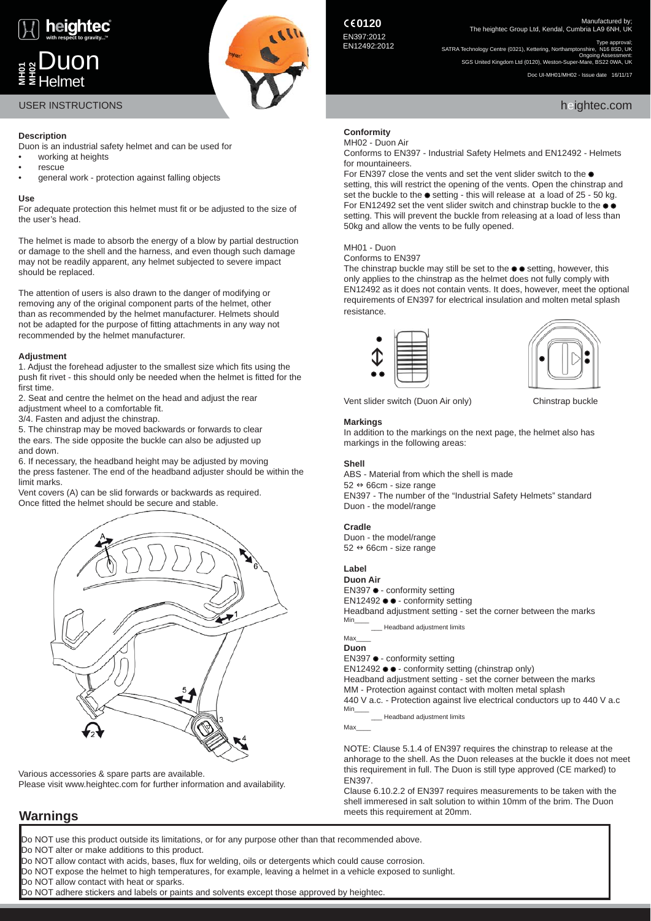# heightec

with respect to gravity...™

## MH01 MH02 Duon Helmet

USER INSTRUCTIONS

CE0120

EN397:2012

EN12492:2012

Manufactured by;
The heightec Group Ltd, Kendal, Cumbria LA9 6NH, UK

Type approval;
SATRA Technology Centre (0321), Kettering, Northamptonshire, N16 8SD, UK
Ongoing Assessment:
SGS United Kingdom Ltd (0120), Weston-Super-Mare, BS22 0WA, UK

Doc UI-MH01/MH02 - Issue date 16/11/17

heightec.com

### Description

Duon is an industrial safety helmet and can be used for

- working at heights
- rescue
- general work - protection against falling objects

### Use

For adequate protection this helmet must fit or be adjusted to the size of the user's head.

The helmet is made to absorb the energy of a blow by partial destruction or damage to the shell and the harness, and even though such damage may not be readily apparent, any helmet subjected to severe impact should be replaced.

The attention of users is also drawn to the danger of modifying or removing any of the original component parts of the helmet, other than as recommended by the helmet manufacturer. Helmets should not be adapted for the purpose of fitting attachments in any way not recommended by the helmet manufacturer.

### Adjustment

1. Adjust the forehead adjuster to the smallest size which fits using the push fit rivet - this should only be needed when the helmet is fitted for the first time.
2. Seat and centre the helmet on the head and adjust the rear adjustment wheel to a comfortable fit.

3/4. Fasten and adjust the chinstrap.

5. The chinstrap may be moved backwards or forwards to clear the ears. The side opposite the buckle can also be adjusted up and down.
6. If necessary, the headband height may be adjusted by moving the press fastener. The end of the headband adjuster should be within the limit marks.

Vent covers (A) can be slid forwards or backwards as required. Once fitted the helmet should be secure and stable.

Various accessories & spare parts are available.
Please visit www.heightec.com for further information and availability.

### Conformity

MH02 - Duon Air

Conforms to EN397 - Industrial Safety Helmets and EN12492 - Helmets for mountaineers.

For EN397 close the vents and set the vent slider switch to the ● setting, this will restrict the opening of the vents. Open the chinstrap and set the buckle to the ● setting - this will release at a load of 25 - 50 kg. For EN12492 set the vent slider switch and chinstrap buckle to the ●● setting. This will prevent the buckle from releasing at a load of less than 50kg and allow the vents to be fully opened.

MH01 - Duon

Conforms to EN397

The chinstrap buckle may still be set to the ●● setting, however, this only applies to the chinstrap as the helmet does not fully comply with EN12492 as it does not contain vents. It does, however, meet the optional requirements of EN397 for electrical insulation and molten metal splash resistance.

Vent slider switch (Duon Air only)

Chinstrap buckle

### Markings

In addition to the markings on the next page, the helmet also has markings in the following areas:

#### Shell

ABS - Material from which the shell is made

52 ⇔ 66cm - size range

EN397 - The number of the "Industrial Safety Helmets" standard

Duon - the model/range

#### Cradle

Duon - the model/range

52 ⇔ 66cm - size range

#### Label

**Duon Air**

EN397 ● - conformity setting

EN12492 ●● - conformity setting

Headband adjustment setting - set the corner between the marks

Min\_\_\_\_ \_\_\_ Headband adjustment limits Max\_\_\_\_

**Duon**

EN397 ● - conformity setting

EN12492 ●● - conformity setting (chinstrap only)

Headband adjustment setting - set the corner between the marks

MM - Protection against contact with molten metal splash

440 V a.c. - Protection against live electrical conductors up to 440 V a.c

Min\_\_\_\_ \_\_\_ Headband adjustment limits Max\_\_\_\_

NOTE: Clause 5.1.4 of EN397 requires the chinstrap to release at the anhorage to the shell. As the Duon releases at the buckle it does not meet this requirement in full. The Duon is still type approved (CE marked) to EN397.

Clause 6.10.2.2 of EN397 requires measurements to be taken with the shell immeresed in salt solution to within 10mm of the brim. The Duon meets this requirement at 20mm.

## Warnings

Do NOT use this product outside its limitations, or for any purpose other than that recommended above.
Do NOT alter or make additions to this product.
Do NOT allow contact with acids, bases, flux for welding, oils or detergents which could cause corrosion.
Do NOT expose the helmet to high temperatures, for example, leaving a helmet in a vehicle exposed to sunlight.
Do NOT allow contact with heat or sparks.
Do NOT adhere stickers and labels or paints and solvents except those approved by heightec.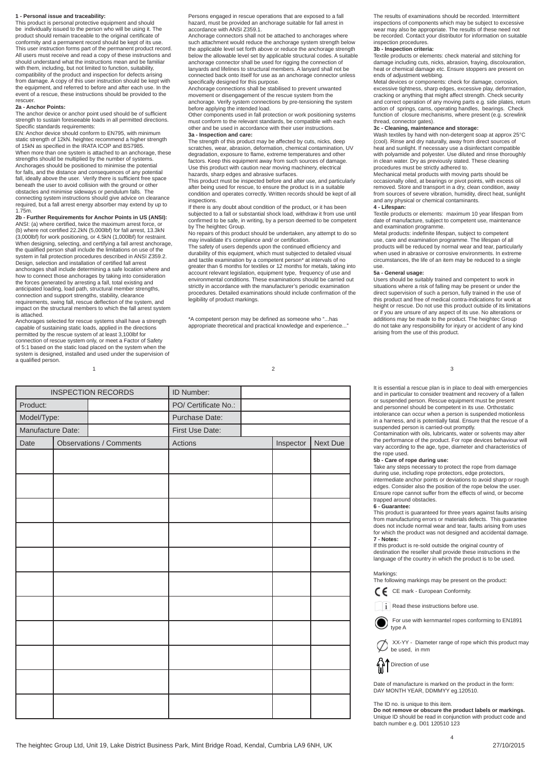**1 - Personal issue and traceability:**

This product is personal protective equipment and should be individually issued to the person who will be using it. The product should remain traceable to the original certificate of conformity and a permanent record should be kept of its use. This user instruction forms part of the permanent product record. All users must receive and read a copy of these instructions and should understand what the instructions mean and be familiar with them, including, but not limited to function, suitability, compatibility of the product and inspection for defects arising from damage. A copy of this user instruction should be kept with the equipment, and referred to before and after each use. In the event of a rescue, these instructions should be provided to the rescuer.

**2a - Anchor Points:**

The anchor device or anchor point used should be of sufficient strength to sustain foreseeable loads in all permitted directions. Specific standards requirements:

EN: Anchor device should conform to EN795, with minimum static strength of 12kN. heightec recommend a higher strength of 15kN as specified in the IRATA ICOP and BS7985.

When more than one system is attached to an anchorage, these strengths should be multiplied by the number of systems.

Anchorages should be positioned to minimise the potential for falls, and the distance and consequences of any potential fall, ideally above the user. Verify there is sufficient free space beneath the user to avoid collision with the ground or other obstacles and minimise sideways or pendulum falls. The connecting system instructions should give advice on clearance required, but a fall arrest energy absorber may extend by up to 1.75m.

**2b - Further Requirements for Anchor Points in US (ANSI):**

ANSI: (a) where certified, twice the maximum arrest force, or (b) where not certified 22.2kN (5,000lbf) for fall arrest, 13.3kN (3,000lbf) for work positioning, or 4.5kN (1,000lbf) for restraint.

When designing, selecting, and certifying a fall arrest anchorage, the qualified person shall include the limitations on use of the system in fall protection procedures described in ANSI Z359.2. Design, selection and installation of certified fall arrest anchorages shall include determining a safe location where and how to connect those anchorages by taking into consideration the forces generated by arresting a fall, total existing and anticipated loading, load path, structural member strengths, connection and support strengths, stability, clearance requirements, swing fall, rescue deflection of the system, and impact on the structural members to which the fall arrest system is attached.

Anchorages selected for rescue systems shall have a strength capable of sustaining static loads, applied in the directions permitted by the rescue system of at least 3,100lbf for connection of rescue system only, or meet a Factor of Safety of 5:1 based on the static load placed on the system when the system is designed, installed and used under the supervision of a qualified person.

Persons engaged in rescue operations that are exposed to a fall hazard, must be provided an anchorage suitable for fall arrest in accordance with ANSI Z359.1.

Anchorage connectors shall not be attached to anchorages where such attachment would reduce the anchorage system strength below the applicable level set forth above or reduce the anchorage strength below the allowable level set by applicable structural codes. A suitable anchorage connector shall be used for rigging the connection of lanyards and lifelines to structural members. A lanyard shall not be connected back onto itself for use as an anchorage connector unless specifically designed for this purpose.

Anchorage connections shall be stabilised to prevent unwanted movement or disengagement of the rescue system from the anchorage. Verify system connections by pre-tensioning the system before applying the intended load.

Other components used in fall protection or work positioning systems must conform to the relevant standards, be compatible with each other and be used in accordance with their user instructions.

**3a - Inspection and care:**

The strength of this product may be affected by cuts, nicks, deep scratches, wear, abrasion, deformation, chemical contamination, UV degradation, exposure to flame, extreme temperatures and other factors. Keep this equipment away from such sources of damage. Use this product with caution near moving machinery, electrical hazards, sharp edges and abrasive surfaces.

This product must be inspected before and after use, and particularly after being used for rescue, to ensure the product is in a suitable condition and operates correctly. Written records should be kept of all inspections.

If there is any doubt about condition of the product, or it has been subjected to a fall or substantial shock load, withdraw it from use until confirmed to be safe, in writing, by a person deemed to be competent by The heightec Group.

No repairs of this product should be undertaken, any attempt to do so may invalidate it's compliance and/ or certification.

The safety of users depends upon the continued efficiency and durability of this equipment, which must subjected to detailed visual and tactile examination by a competent person* at intervals of no greater than 6 months for textiles or 12 months for metals, taking into account relevant legislation, equipment type, frequency of use and environmental conditions. These examinations should be carried out strictly in accordance with the manufacturer's periodic examination procedures. Detailed examinations should include confirmation of the legibility of product markings.

*A competent person may be defined as someone who "...has appropriate theoretical and practical knowledge and experience..."

The results of examinations should be recorded. Intermittent inspections of components which may be subject to excessive wear may also be appropriate. The results of these need not be recorded. Contact your distributor for information on suitable inspection procedures.

**3b - Inspection criteria:**

Textile products or elements: check material and stitching for damage including cuts, nicks, abrasion, fraying, discolouration, heat or chemical damage etc. Ensure stoppers are present on ends of adjustment webbing.

Metal devices or components: check for damage, corrosion, excessive tightness, sharp edges, excessive play, deformation, cracking or anything that might affect strength. Check security and correct operation of any moving parts e.g. side plates, return action of springs, cams, operating handles, bearings. Check function of closure mechanisms, where present (e.g. screwlink thread, connector gates).

**3c - Cleaning, maintenance and storage:**

Wash textiles by hand with non-detergent soap at approx 25°C (cool). Rinse and dry naturally, away from direct sources of heat and sunlight. If necessary use a disinfectant compatible with polyamide and polyester. Use diluted and rinse thoroughly in clean water. Dry as previously stated. These cleaning procedures must be strictly adhered to.

Mechanical metal products with moving parts should be occasionally oiled, at bearings or pivot points, with excess oil removed. Store and transport in a dry, clean condition, away from sources of severe vibration, humidity, direct heat, sunlight and any physical or chemical contaminants.

**4 - Lifespan:**

Textile products or elements: maximum 10 year lifespan from date of manufacture, subject to competent use, maintenance and examination programme.

Metal products: indefinite lifespan, subject to competent use, care and examination programme. The lifespan of all products will be reduced by normal wear and tear, particularly when used in abrasive or corrosive environments. In extreme circumstances, the life of an item may be reduced to a single use.

**5a - General usage:**

Users should be suitably trained and competent to work in situations where a risk of falling may be present or under the direct supervision of such a person, fully trained in the use of this product and free of medical contra-indications for work at height or rescue. Do not use this product outside of its limitations or if you are unsure of any aspect of its use. No alterations or additions may be made to the product. The heightec Group do not take any responsibility for injury or accident of any kind arising from the use of this product.

| INSPECTION RECORDS | | | ID Number: | | |
|---|---|---|---|---|---|
| Product: | | | PO/ Certificate No.: | | |
| Model/Type: | | | Purchase Date: | | |
| Manufacture Date: | | | First Use Date: | | |
| Date | Observations / Comments | | Actions | Inspector | Next Due |
| | | | | | |
| | | | | | |
| | | | | | |
| | | | | | |
| | | | | | |
| | | | | | |
| | | | | | |
| | | | | | |
| | | | | | |
| | | | | | |
| | | | | | |

It is essential a rescue plan is in place to deal with emergencies and in particular to consider treatment and recovery of a fallen or suspended person. Rescue equipment must be present and personnel should be competent in its use. Orthostatic intolerance can occur when a person is suspended motionless in a harness, and is potentially fatal. Ensure that the rescue of a suspended person is carried-out promptly.

Contamination with oils, lubricants, water or solvents may alter the performance of the product. For rope devices behaviour will vary according to the age, type, diameter and characteristics of the rope used.

**5b - Care of rope during use:**

Take any steps necessary to protect the rope from damage during use, including rope protectors, edge protectors, intermediate anchor points or deviations to avoid sharp or rough edges. Consider also the position of the rope below the user. Ensure rope cannot suffer from the effects of wind, or become trapped around obstacles.

**6 - Guarantee:**

This product is guaranteed for three years against faults arising from manufacturing errors or materials defects. This guarantee does not include normal wear and tear, faults arising from uses for which the product was not designed and accidental damage.

**7 - Notes:**

If this product is re-sold outside the original country of destination the reseller shall provide these instructions in the language of the country in which the product is to be used.

Markings:

The following markings may be present on the product:

CE CE mark - European Conformity.

i Read these instructions before use.

For use with kernmantel ropes conforming to EN1891 type A

∅ XX-YY - Diameter range of rope which this product may be used, in mm

Direction of use

Date of manufacture is marked on the product in the form: DAY MONTH YEAR, DDMMYY eg.120510.

The ID no. is unique to this item.

**Do not remove or obscure the product labels or markings.**

Unique ID should be read in conjunction with product code and batch number e.g. D01 120510 123

The heightec Group Ltd, Unit 19, Lake District Business Park, Mint Bridge Road, Kendal, Cumbria LA9 6NH, UK

27/10/2015